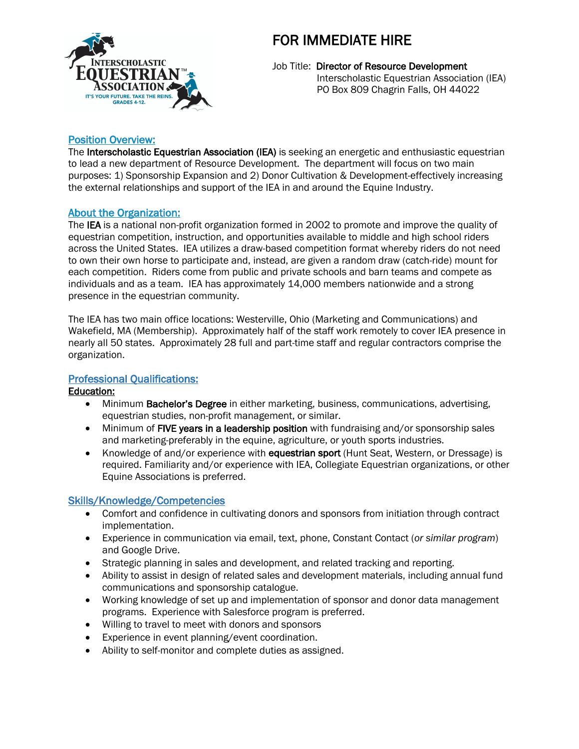# FOR IMMEDIATE HIRE

Job Title: **Director of Resource Development**
Interscholastic Equestrian Association (IEA)
PO Box 809 Chagrin Falls, OH 44022

## Position Overview:

The **Interscholastic Equestrian Association (IEA)** is seeking an energetic and enthusiastic equestrian to lead a new department of Resource Development. The department will focus on two main purposes: 1) Sponsorship Expansion and 2) Donor Cultivation & Development-effectively increasing the external relationships and support of the IEA in and around the Equine Industry.

## About the Organization:

The **IEA** is a national non-profit organization formed in 2002 to promote and improve the quality of equestrian competition, instruction, and opportunities available to middle and high school riders across the United States. IEA utilizes a draw-based competition format whereby riders do not need to own their own horse to participate and, instead, are given a random draw (catch-ride) mount for each competition. Riders come from public and private schools and barn teams and compete as individuals and as a team. IEA has approximately 14,000 members nationwide and a strong presence in the equestrian community.

The IEA has two main office locations: Westerville, Ohio (Marketing and Communications) and Wakefield, MA (Membership). Approximately half of the staff work remotely to cover IEA presence in nearly all 50 states. Approximately 28 full and part-time staff and regular contractors comprise the organization.

## Professional Qualifications:

### Education:

- Minimum **Bachelor's Degree** in either marketing, business, communications, advertising, equestrian studies, non-profit management, or similar.
- Minimum of **FIVE years in a leadership position** with fundraising and/or sponsorship sales and marketing-preferably in the equine, agriculture, or youth sports industries.
- Knowledge of and/or experience with **equestrian sport** (Hunt Seat, Western, or Dressage) is required. Familiarity and/or experience with IEA, Collegiate Equestrian organizations, or other Equine Associations is preferred.

## Skills/Knowledge/Competencies

- Comfort and confidence in cultivating donors and sponsors from initiation through contract implementation.
- Experience in communication via email, text, phone, Constant Contact (*or similar program*) and Google Drive.
- Strategic planning in sales and development, and related tracking and reporting.
- Ability to assist in design of related sales and development materials, including annual fund communications and sponsorship catalogue.
- Working knowledge of set up and implementation of sponsor and donor data management programs. Experience with Salesforce program is preferred.
- Willing to travel to meet with donors and sponsors
- Experience in event planning/event coordination.
- Ability to self-monitor and complete duties as assigned.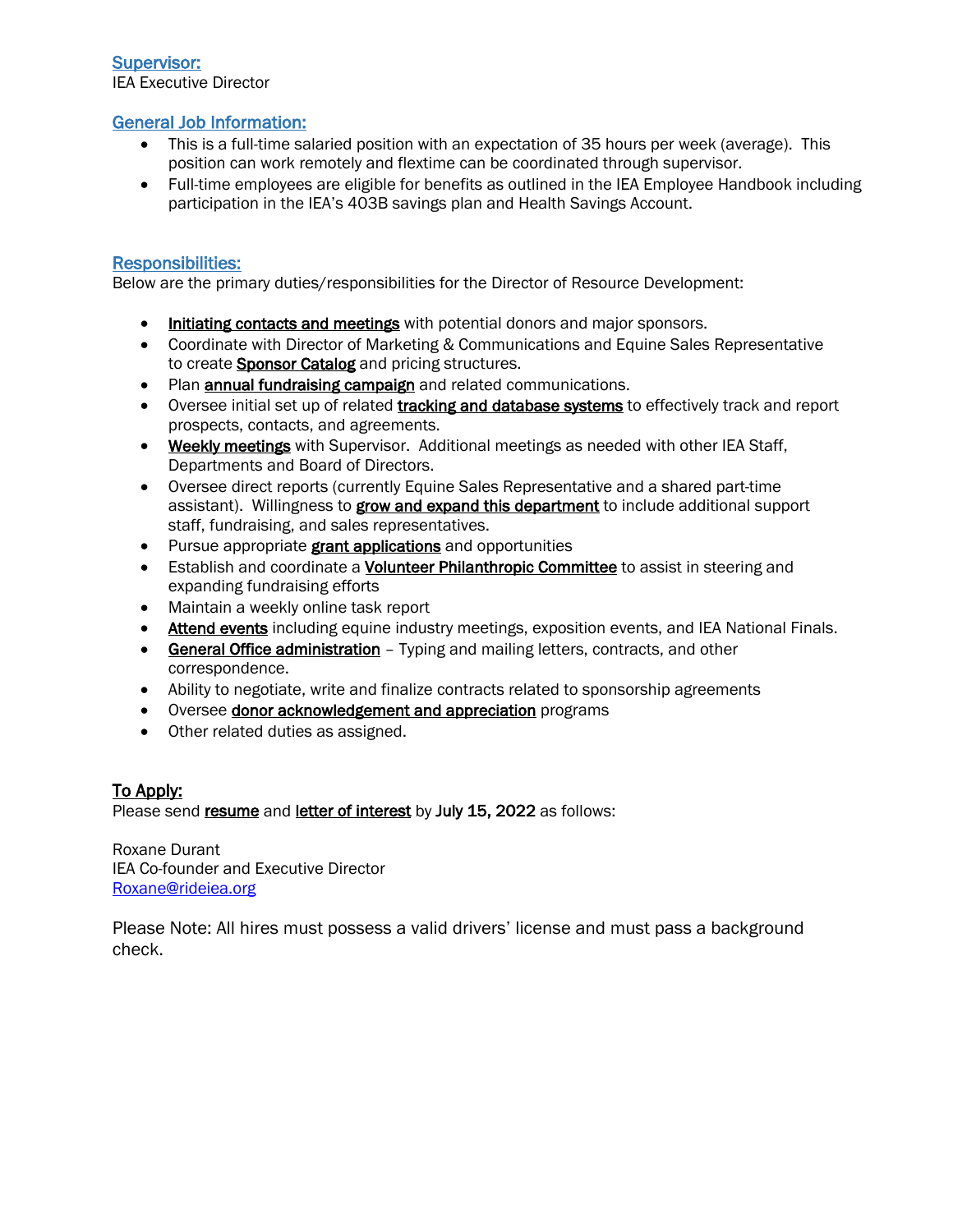## Supervisor:

IEA Executive Director

## General Job Information:

- This is a full-time salaried position with an expectation of 35 hours per week (average). This position can work remotely and flextime can be coordinated through supervisor.
- Full-time employees are eligible for benefits as outlined in the IEA Employee Handbook including participation in the IEA's 403B savings plan and Health Savings Account.

## Responsibilities:

Below are the primary duties/responsibilities for the Director of Resource Development:

- **Initiating contacts and meetings** with potential donors and major sponsors.
- Coordinate with Director of Marketing & Communications and Equine Sales Representative to create **Sponsor Catalog** and pricing structures.
- Plan **annual fundraising campaign** and related communications.
- Oversee initial set up of related **tracking and database systems** to effectively track and report prospects, contacts, and agreements.
- **Weekly meetings** with Supervisor. Additional meetings as needed with other IEA Staff, Departments and Board of Directors.
- Oversee direct reports (currently Equine Sales Representative and a shared part-time assistant). Willingness to **grow and expand this department** to include additional support staff, fundraising, and sales representatives.
- Pursue appropriate **grant applications** and opportunities
- Establish and coordinate a **Volunteer Philanthropic Committee** to assist in steering and expanding fundraising efforts
- Maintain a weekly online task report
- **Attend events** including equine industry meetings, exposition events, and IEA National Finals.
- **General Office administration** – Typing and mailing letters, contracts, and other correspondence.
- Ability to negotiate, write and finalize contracts related to sponsorship agreements
- Oversee **donor acknowledgement and appreciation** programs
- Other related duties as assigned.

## To Apply:

Please send **resume** and **letter of interest** by **July 15, 2022** as follows:

Roxane Durant
IEA Co-founder and Executive Director
Roxane@rideiea.org

Please Note: All hires must possess a valid drivers' license and must pass a background check.